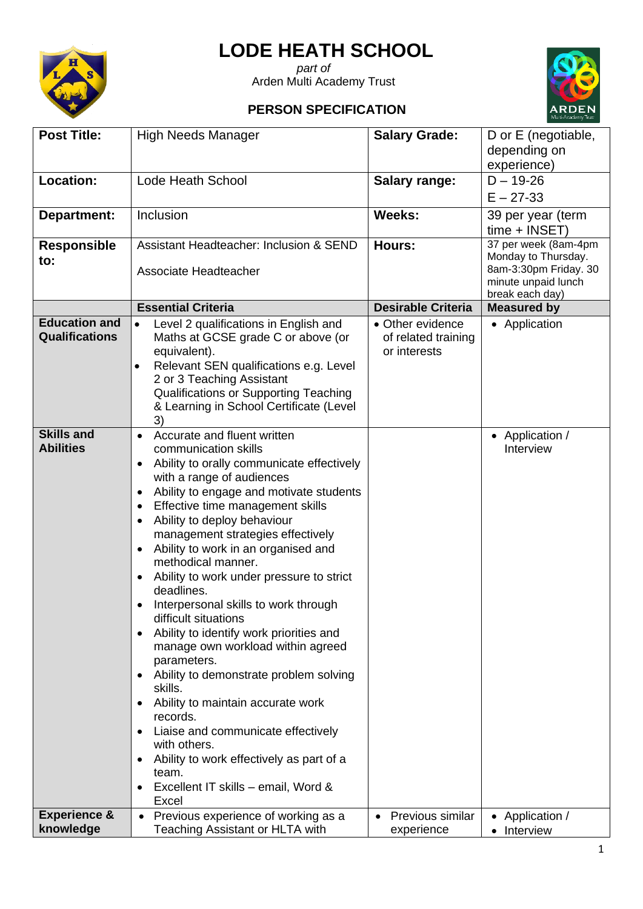# LODE HEATH SCHOOL

*part of*
Arden Multi Academy Trust

## PERSON SPECIFICATION

| **Post Title:** | High Needs Manager | **Salary Grade:** | D or E (negotiable, depending on experience) |
|---|---|---|---|
| **Location:** | Lode Heath School | **Salary range:** | D – 19-26<br>E – 27-33 |
| **Department:** | Inclusion | **Weeks:** | 39 per year (term time + INSET) |
| **Responsible to:** | Assistant Headteacher: Inclusion & SEND<br><br>Associate Headteacher | **Hours:** | 37 per week (8am-4pm Monday to Thursday. 8am-3:30pm Friday. 30 minute unpaid lunch break each day) |
| | **Essential Criteria** | **Desirable Criteria** | **Measured by** |
| **Education and Qualifications** | • Level 2 qualifications in English and Maths at GCSE grade C or above (or equivalent).<br>• Relevant SEN qualifications e.g. Level 2 or 3 Teaching Assistant Qualifications or Supporting Teaching & Learning in School Certificate (Level 3) | • Other evidence of related training or interests | • Application |
| **Skills and Abilities** | • Accurate and fluent written communication skills<br>• Ability to orally communicate effectively with a range of audiences<br>• Ability to engage and motivate students<br>• Effective time management skills<br>• Ability to deploy behaviour management strategies effectively<br>• Ability to work in an organised and methodical manner.<br>• Ability to work under pressure to strict deadlines.<br>• Interpersonal skills to work through difficult situations<br>• Ability to identify work priorities and manage own workload within agreed parameters.<br>• Ability to demonstrate problem solving skills.<br>• Ability to maintain accurate work records.<br>• Liaise and communicate effectively with others.<br>• Ability to work effectively as part of a team.<br>• Excellent IT skills – email, Word & Excel | | • Application / Interview |
| **Experience & knowledge** | • Previous experience of working as a Teaching Assistant or HLTA with | • Previous similar experience | • Application /<br>• Interview |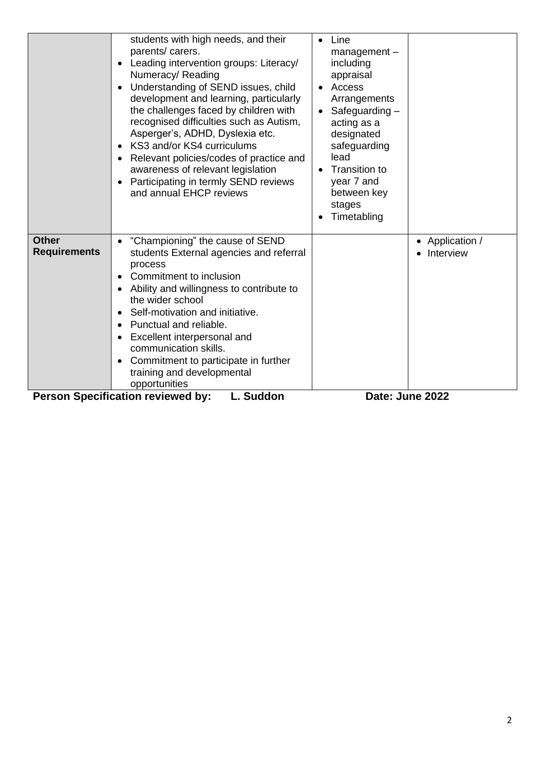| | | | |
|---|---|---|---|
| | students with high needs, and their parents/ carers.<br>• Leading intervention groups: Literacy/ Numeracy/ Reading<br>• Understanding of SEND issues, child development and learning, particularly the challenges faced by children with recognised difficulties such as Autism, Asperger's, ADHD, Dyslexia etc.<br>• KS3 and/or KS4 curriculums<br>• Relevant policies/codes of practice and awareness of relevant legislation<br>• Participating in termly SEND reviews and annual EHCP reviews | • Line management – including appraisal<br>• Access Arrangements<br>• Safeguarding – acting as a designated safeguarding lead<br>• Transition to year 7 and between key stages<br>• Timetabling | |
| **Other Requirements** | • "Championing" the cause of SEND students External agencies and referral process<br>• Commitment to inclusion<br>• Ability and willingness to contribute to the wider school<br>• Self-motivation and initiative.<br>• Punctual and reliable.<br>• Excellent interpersonal and communication skills.<br>• Commitment to participate in further training and developmental opportunities | | • Application /<br>• Interview |

**Person Specification reviewed by: L. Suddon Date: June 2022**